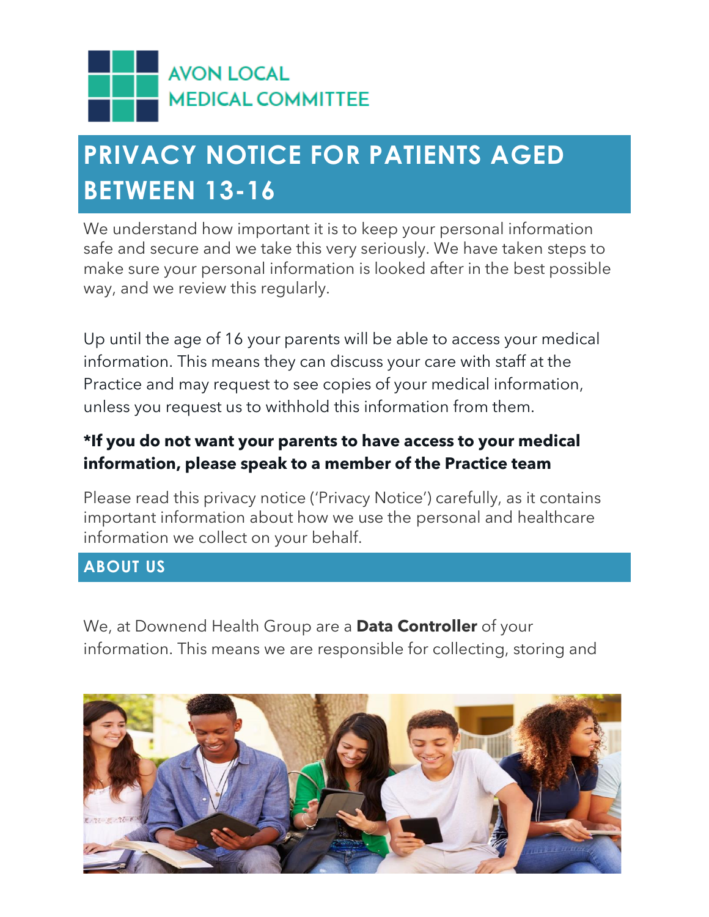AVON LOCAL MEDICAL COMMITTEE

# PRIVACY NOTICE FOR PATIENTS AGED BETWEEN 13-16

We understand how important it is to keep your personal information safe and secure and we take this very seriously. We have taken steps to make sure your personal information is looked after in the best possible way, and we review this regularly.

Up until the age of 16 your parents will be able to access your medical information. This means they can discuss your care with staff at the Practice and may request to see copies of your medical information, unless you request us to withhold this information from them.

**\*If you do not want your parents to have access to your medical information, please speak to a member of the Practice team**

Please read this privacy notice ('Privacy Notice') carefully, as it contains important information about how we use the personal and healthcare information we collect on your behalf.

## ABOUT US

We, at Downend Health Group are a **Data Controller** of your information. This means we are responsible for collecting, storing and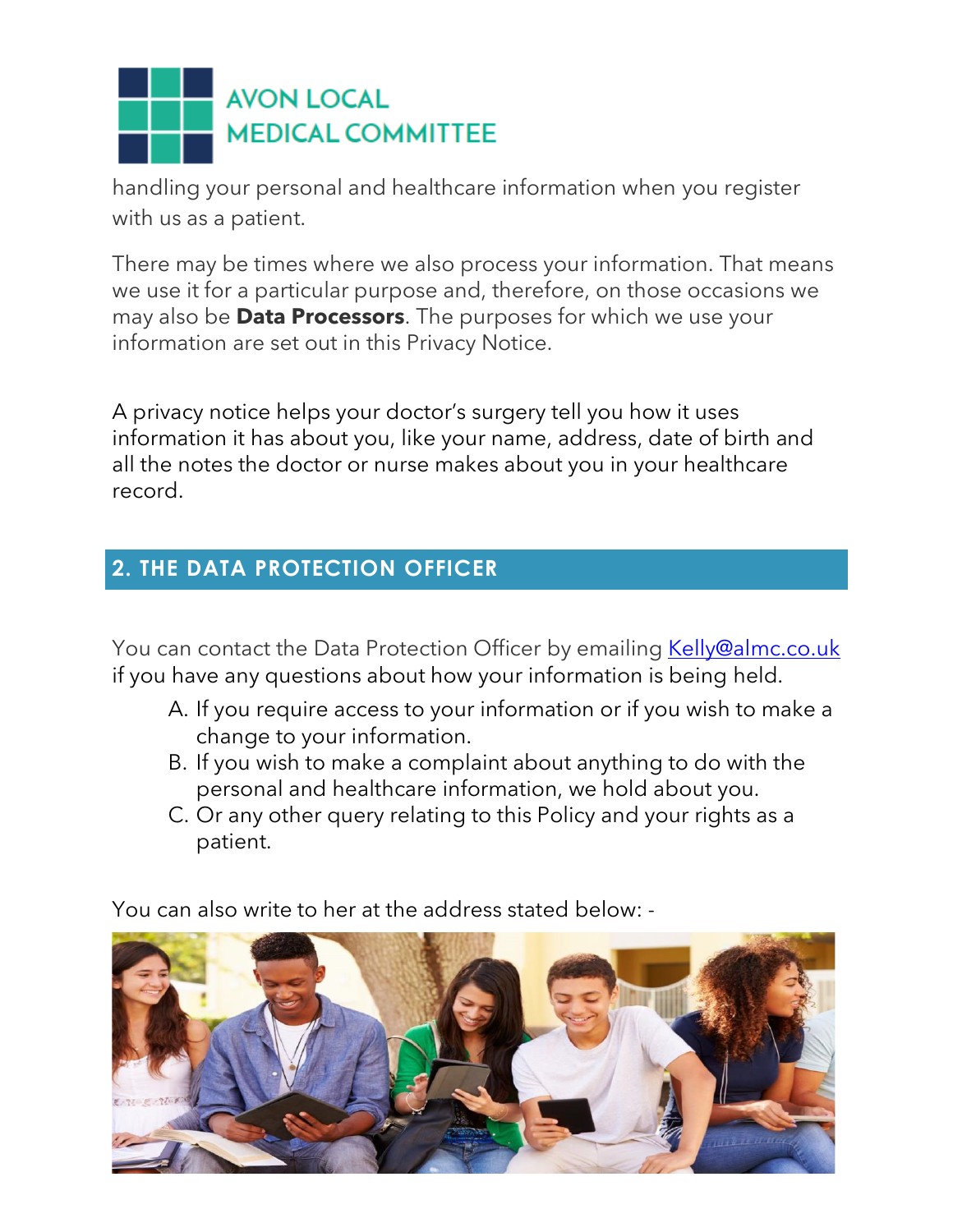handling your personal and healthcare information when you register with us as a patient.

There may be times where we also process your information. That means we use it for a particular purpose and, therefore, on those occasions we may also be **Data Processors**. The purposes for which we use your information are set out in this Privacy Notice.

A privacy notice helps your doctor's surgery tell you how it uses information it has about you, like your name, address, date of birth and all the notes the doctor or nurse makes about you in your healthcare record.

## 2. THE DATA PROTECTION OFFICER

You can contact the Data Protection Officer by emailing Kelly@almc.co.uk if you have any questions about how your information is being held.

A. If you require access to your information or if you wish to make a change to your information.
B. If you wish to make a complaint about anything to do with the personal and healthcare information, we hold about you.
C. Or any other query relating to this Policy and your rights as a patient.

You can also write to her at the address stated below: -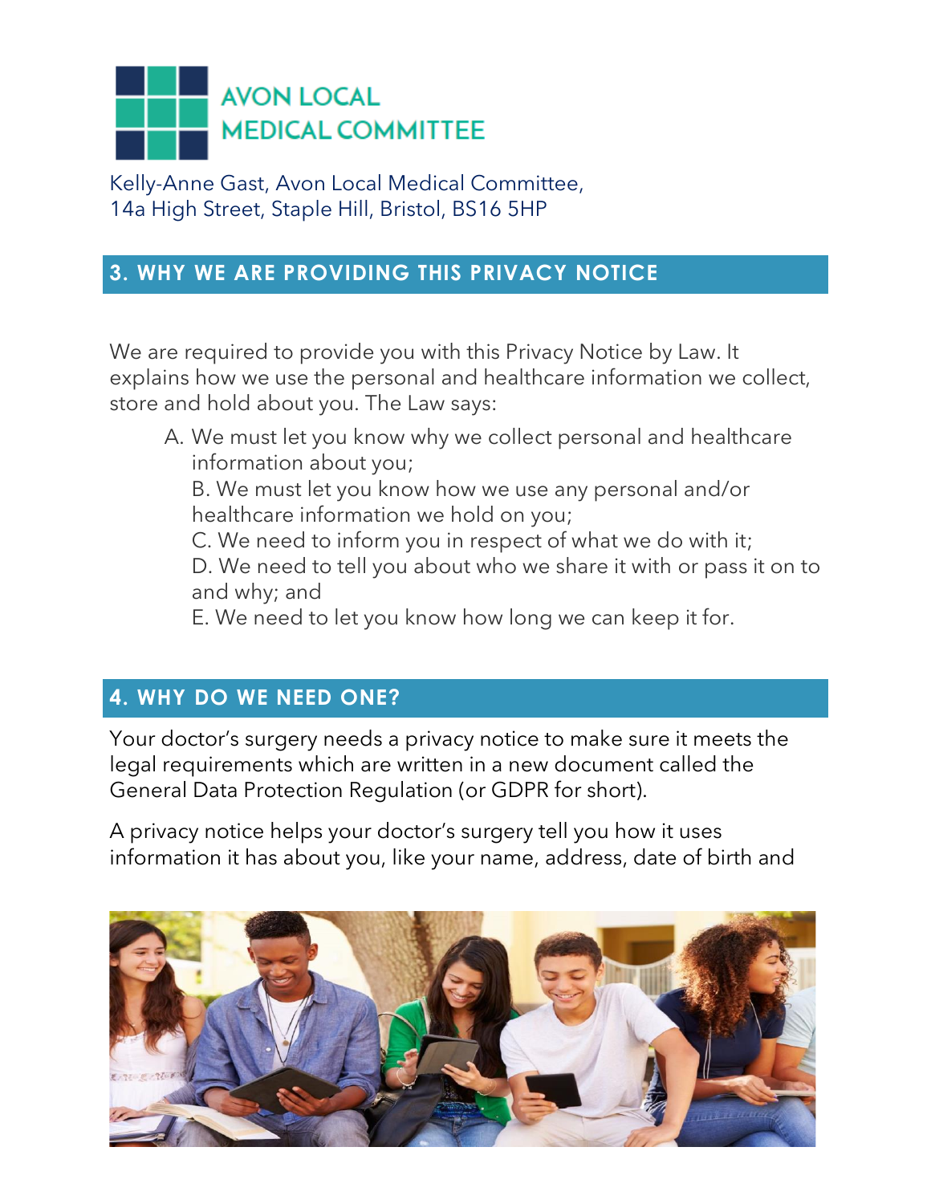AVON LOCAL MEDICAL COMMITTEE

Kelly-Anne Gast, Avon Local Medical Committee,
14a High Street, Staple Hill, Bristol, BS16 5HP

## 3. WHY WE ARE PROVIDING THIS PRIVACY NOTICE

We are required to provide you with this Privacy Notice by Law. It explains how we use the personal and healthcare information we collect, store and hold about you. The Law says:

A. We must let you know why we collect personal and healthcare information about you;
B. We must let you know how we use any personal and/or healthcare information we hold on you;
C. We need to inform you in respect of what we do with it;
D. We need to tell you about who we share it with or pass it on to and why; and
E. We need to let you know how long we can keep it for.

## 4. WHY DO WE NEED ONE?

Your doctor's surgery needs a privacy notice to make sure it meets the legal requirements which are written in a new document called the General Data Protection Regulation (or GDPR for short).

A privacy notice helps your doctor's surgery tell you how it uses information it has about you, like your name, address, date of birth and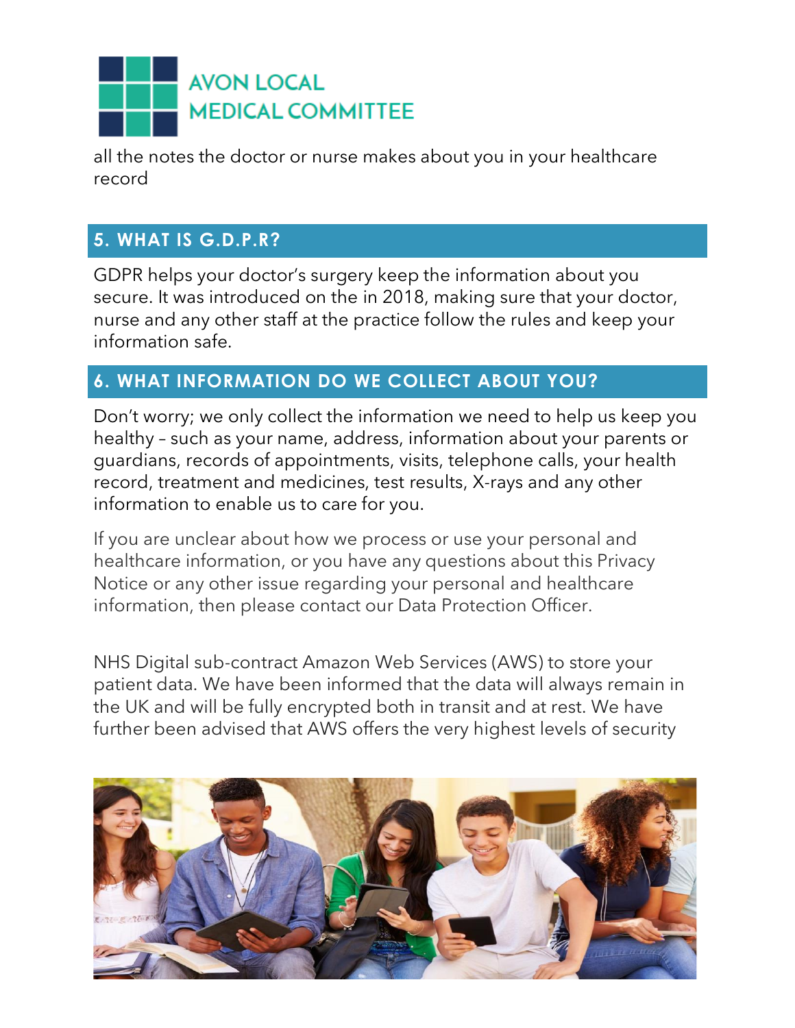all the notes the doctor or nurse makes about you in your healthcare record

## 5. WHAT IS G.D.P.R?

GDPR helps your doctor's surgery keep the information about you secure. It was introduced on the in 2018, making sure that your doctor, nurse and any other staff at the practice follow the rules and keep your information safe.

## 6. WHAT INFORMATION DO WE COLLECT ABOUT YOU?

Don't worry; we only collect the information we need to help us keep you healthy – such as your name, address, information about your parents or guardians, records of appointments, visits, telephone calls, your health record, treatment and medicines, test results, X-rays and any other information to enable us to care for you.

If you are unclear about how we process or use your personal and healthcare information, or you have any questions about this Privacy Notice or any other issue regarding your personal and healthcare information, then please contact our Data Protection Officer.

NHS Digital sub-contract Amazon Web Services (AWS) to store your patient data. We have been informed that the data will always remain in the UK and will be fully encrypted both in transit and at rest. We have further been advised that AWS offers the very highest levels of security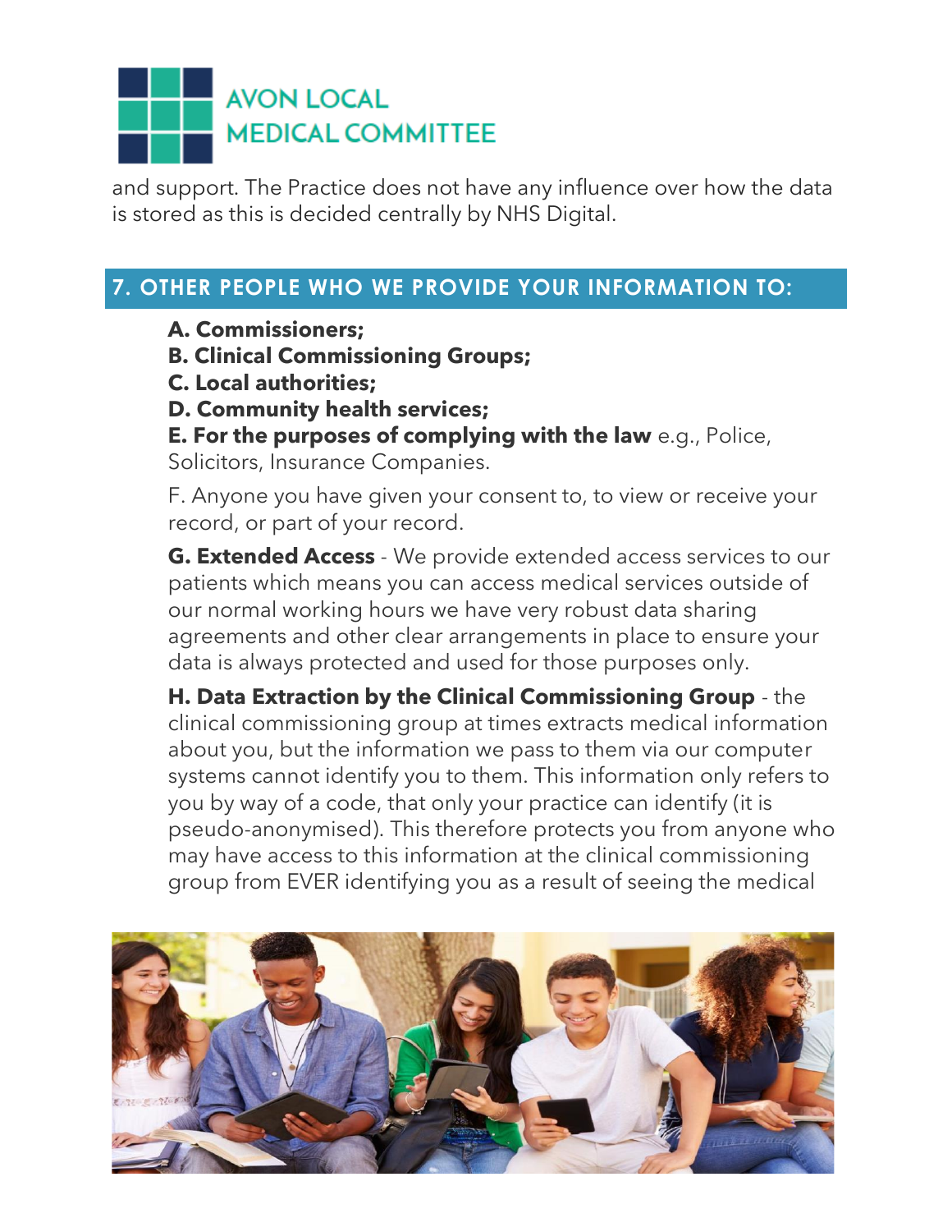and support. The Practice does not have any influence over how the data is stored as this is decided centrally by NHS Digital.

## 7. OTHER PEOPLE WHO WE PROVIDE YOUR INFORMATION TO:

**A. Commissioners;**

**B. Clinical Commissioning Groups;**

**C. Local authorities;**

**D. Community health services;**

**E. For the purposes of complying with the law** e.g., Police, Solicitors, Insurance Companies.

F. Anyone you have given your consent to, to view or receive your record, or part of your record.

**G. Extended Access** - We provide extended access services to our patients which means you can access medical services outside of our normal working hours we have very robust data sharing agreements and other clear arrangements in place to ensure your data is always protected and used for those purposes only.

**H. Data Extraction by the Clinical Commissioning Group** - the clinical commissioning group at times extracts medical information about you, but the information we pass to them via our computer systems cannot identify you to them. This information only refers to you by way of a code, that only your practice can identify (it is pseudo-anonymised). This therefore protects you from anyone who may have access to this information at the clinical commissioning group from EVER identifying you as a result of seeing the medical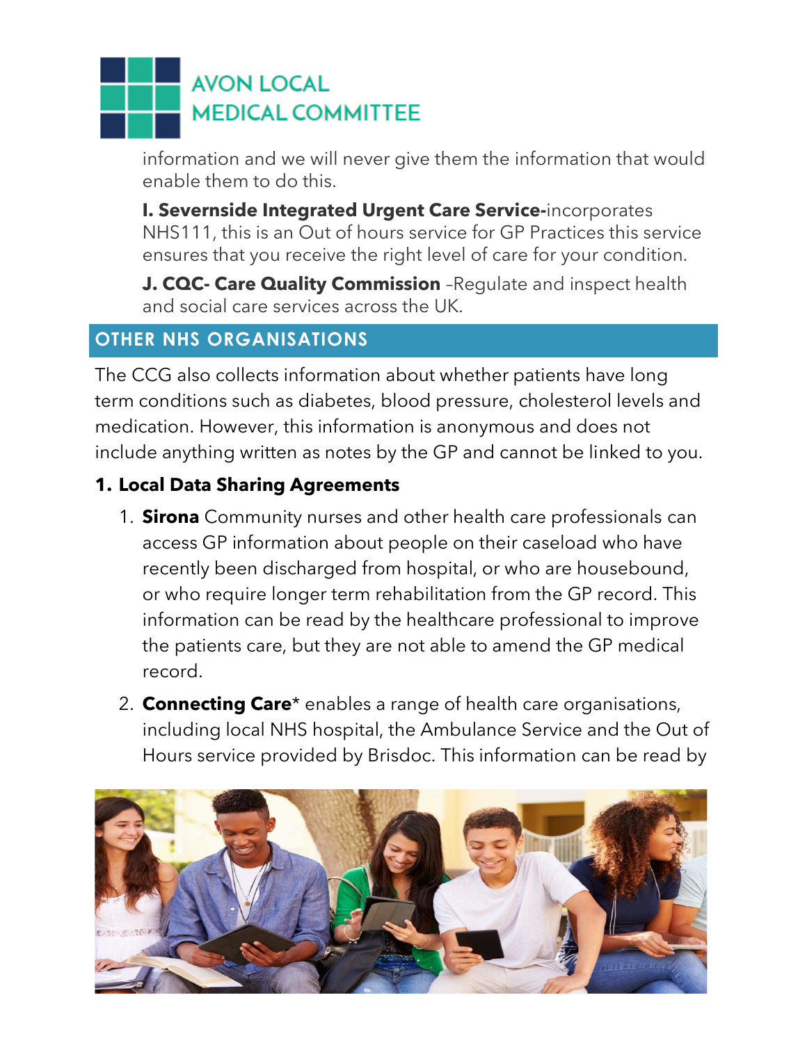information and we will never give them the information that would enable them to do this.

**I. Severnside Integrated Urgent Care Service-**incorporates NHS111, this is an Out of hours service for GP Practices this service ensures that you receive the right level of care for your condition.

**J. CQC- Care Quality Commission** –Regulate and inspect health and social care services across the UK.

## OTHER NHS ORGANISATIONS

The CCG also collects information about whether patients have long term conditions such as diabetes, blood pressure, cholesterol levels and medication. However, this information is anonymous and does not include anything written as notes by the GP and cannot be linked to you.

### 1. Local Data Sharing Agreements

1. **Sirona** Community nurses and other health care professionals can access GP information about people on their caseload who have recently been discharged from hospital, or who are housebound, or who require longer term rehabilitation from the GP record. This information can be read by the healthcare professional to improve the patients care, but they are not able to amend the GP medical record.
2. **Connecting Care*** enables a range of health care organisations, including local NHS hospital, the Ambulance Service and the Out of Hours service provided by Brisdoc. This information can be read by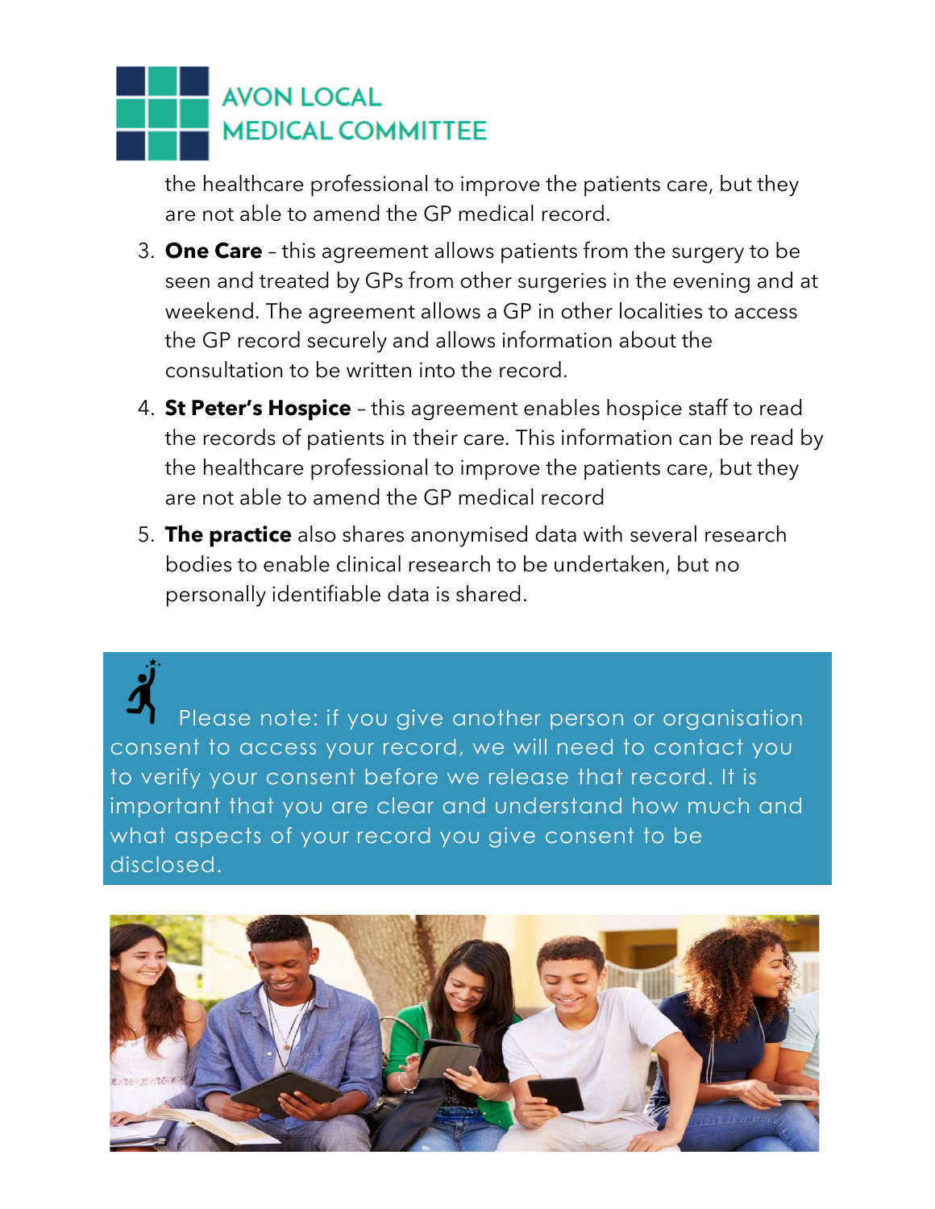the healthcare professional to improve the patients care, but they are not able to amend the GP medical record.

3. **One Care** – this agreement allows patients from the surgery to be seen and treated by GPs from other surgeries in the evening and at weekend. The agreement allows a GP in other localities to access the GP record securely and allows information about the consultation to be written into the record.
4. **St Peter's Hospice** – this agreement enables hospice staff to read the records of patients in their care. This information can be read by the healthcare professional to improve the patients care, but they are not able to amend the GP medical record
5. **The practice** also shares anonymised data with several research bodies to enable clinical research to be undertaken, but no personally identifiable data is shared.

Please note: if you give another person or organisation consent to access your record, we will need to contact you to verify your consent before we release that record. It is important that you are clear and understand how much and what aspects of your record you give consent to be disclosed.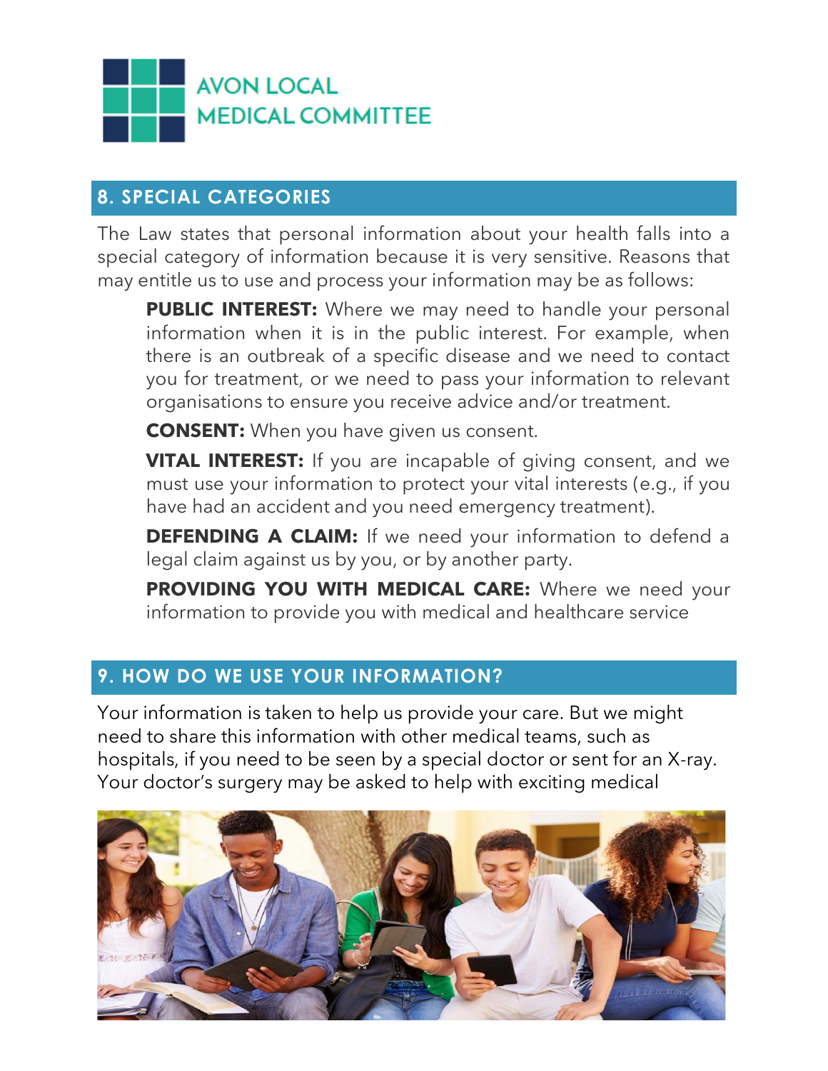## 8. SPECIAL CATEGORIES

The Law states that personal information about your health falls into a special category of information because it is very sensitive. Reasons that may entitle us to use and process your information may be as follows:

**PUBLIC INTEREST:** Where we may need to handle your personal information when it is in the public interest. For example, when there is an outbreak of a specific disease and we need to contact you for treatment, or we need to pass your information to relevant organisations to ensure you receive advice and/or treatment.

**CONSENT:** When you have given us consent.

**VITAL INTEREST:** If you are incapable of giving consent, and we must use your information to protect your vital interests (e.g., if you have had an accident and you need emergency treatment).

**DEFENDING A CLAIM:** If we need your information to defend a legal claim against us by you, or by another party.

**PROVIDING YOU WITH MEDICAL CARE:** Where we need your information to provide you with medical and healthcare service

## 9. HOW DO WE USE YOUR INFORMATION?

Your information is taken to help us provide your care. But we might need to share this information with other medical teams, such as hospitals, if you need to be seen by a special doctor or sent for an X-ray. Your doctor's surgery may be asked to help with exciting medical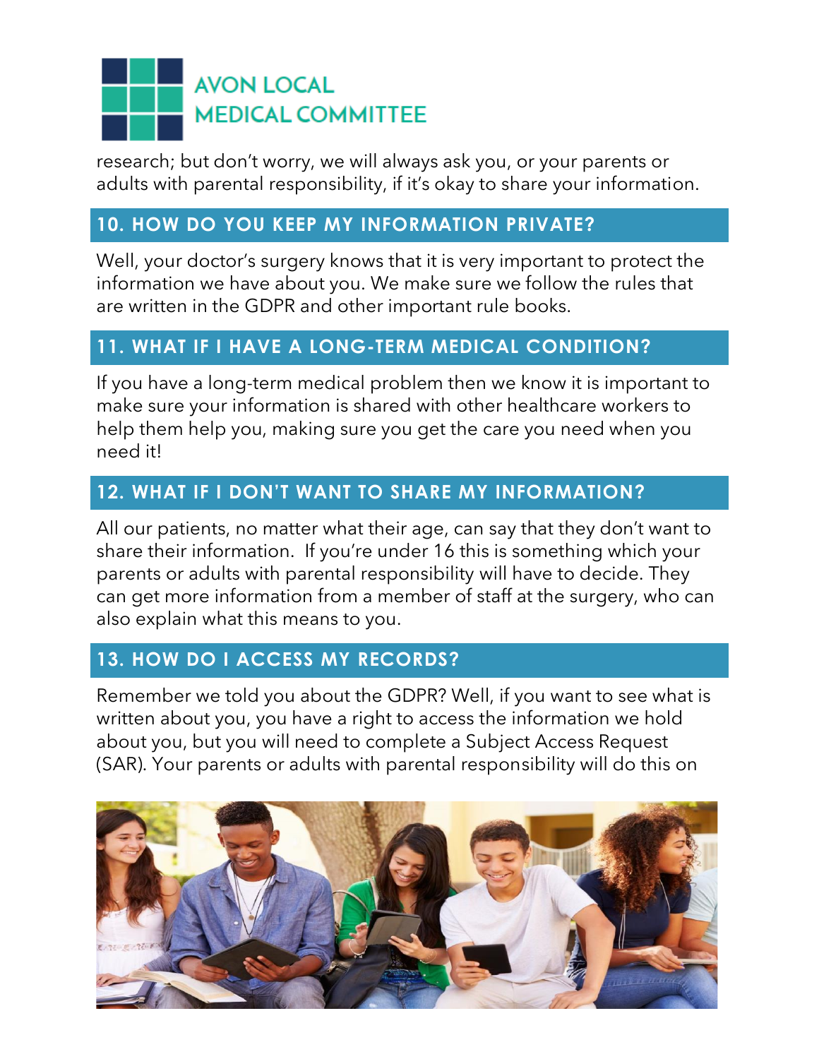research; but don't worry, we will always ask you, or your parents or adults with parental responsibility, if it's okay to share your information.

## 10. HOW DO YOU KEEP MY INFORMATION PRIVATE?

Well, your doctor's surgery knows that it is very important to protect the information we have about you. We make sure we follow the rules that are written in the GDPR and other important rule books.

## 11. WHAT IF I HAVE A LONG-TERM MEDICAL CONDITION?

If you have a long-term medical problem then we know it is important to make sure your information is shared with other healthcare workers to help them help you, making sure you get the care you need when you need it!

## 12. WHAT IF I DON'T WANT TO SHARE MY INFORMATION?

All our patients, no matter what their age, can say that they don't want to share their information. If you're under 16 this is something which your parents or adults with parental responsibility will have to decide. They can get more information from a member of staff at the surgery, who can also explain what this means to you.

## 13. HOW DO I ACCESS MY RECORDS?

Remember we told you about the GDPR? Well, if you want to see what is written about you, you have a right to access the information we hold about you, but you will need to complete a Subject Access Request (SAR). Your parents or adults with parental responsibility will do this on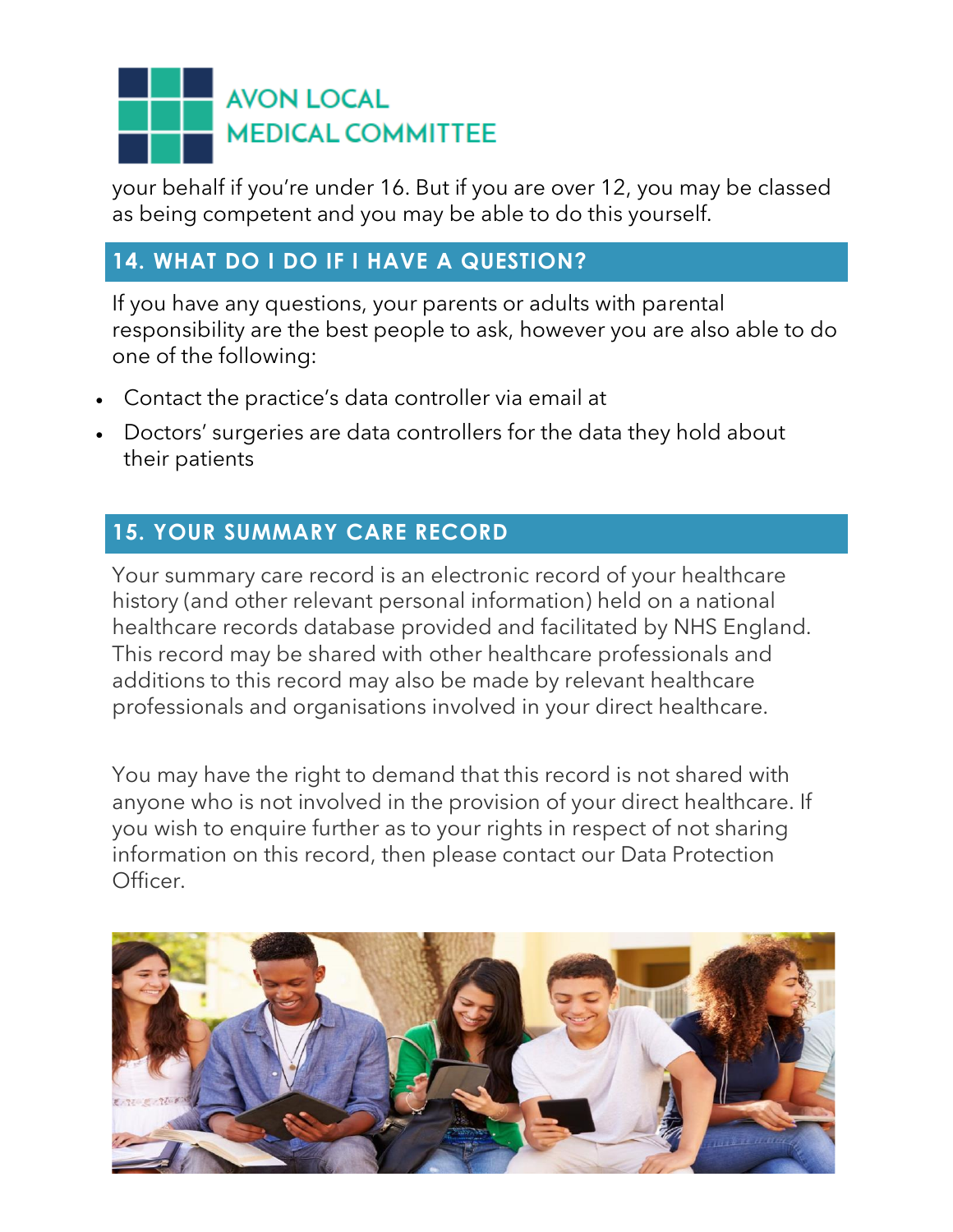your behalf if you're under 16. But if you are over 12, you may be classed as being competent and you may be able to do this yourself.

## 14. WHAT DO I DO IF I HAVE A QUESTION?

If you have any questions, your parents or adults with parental responsibility are the best people to ask, however you are also able to do one of the following:

- Contact the practice's data controller via email at
- Doctors' surgeries are data controllers for the data they hold about their patients

## 15. YOUR SUMMARY CARE RECORD

Your summary care record is an electronic record of your healthcare history (and other relevant personal information) held on a national healthcare records database provided and facilitated by NHS England. This record may be shared with other healthcare professionals and additions to this record may also be made by relevant healthcare professionals and organisations involved in your direct healthcare.

You may have the right to demand that this record is not shared with anyone who is not involved in the provision of your direct healthcare. If you wish to enquire further as to your rights in respect of not sharing information on this record, then please contact our Data Protection Officer.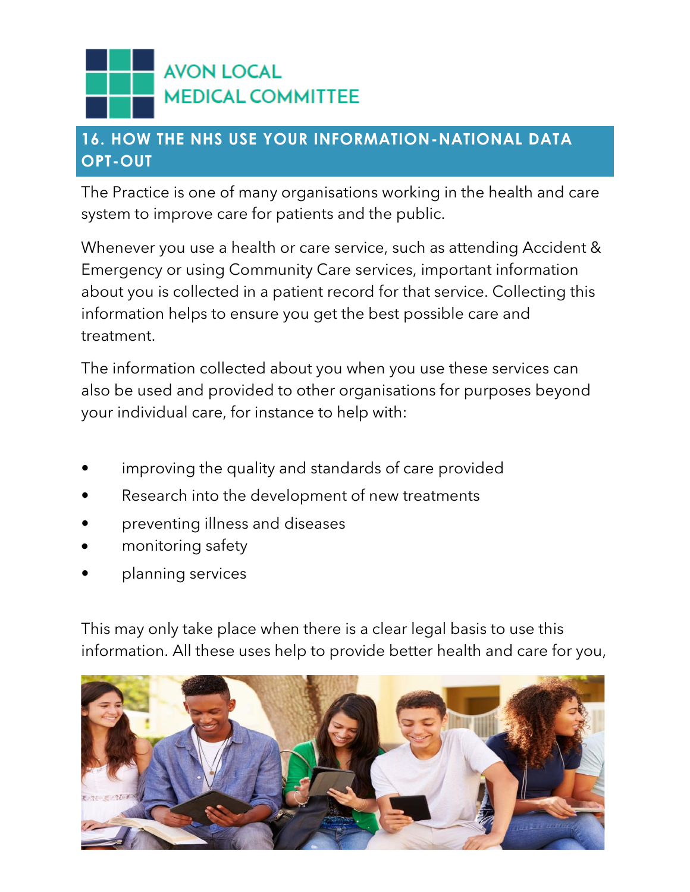## 16. HOW THE NHS USE YOUR INFORMATION-NATIONAL DATA OPT-OUT

The Practice is one of many organisations working in the health and care system to improve care for patients and the public.

Whenever you use a health or care service, such as attending Accident & Emergency or using Community Care services, important information about you is collected in a patient record for that service. Collecting this information helps to ensure you get the best possible care and treatment.

The information collected about you when you use these services can also be used and provided to other organisations for purposes beyond your individual care, for instance to help with:

- improving the quality and standards of care provided
- Research into the development of new treatments
- preventing illness and diseases
- monitoring safety
- planning services

This may only take place when there is a clear legal basis to use this information. All these uses help to provide better health and care for you,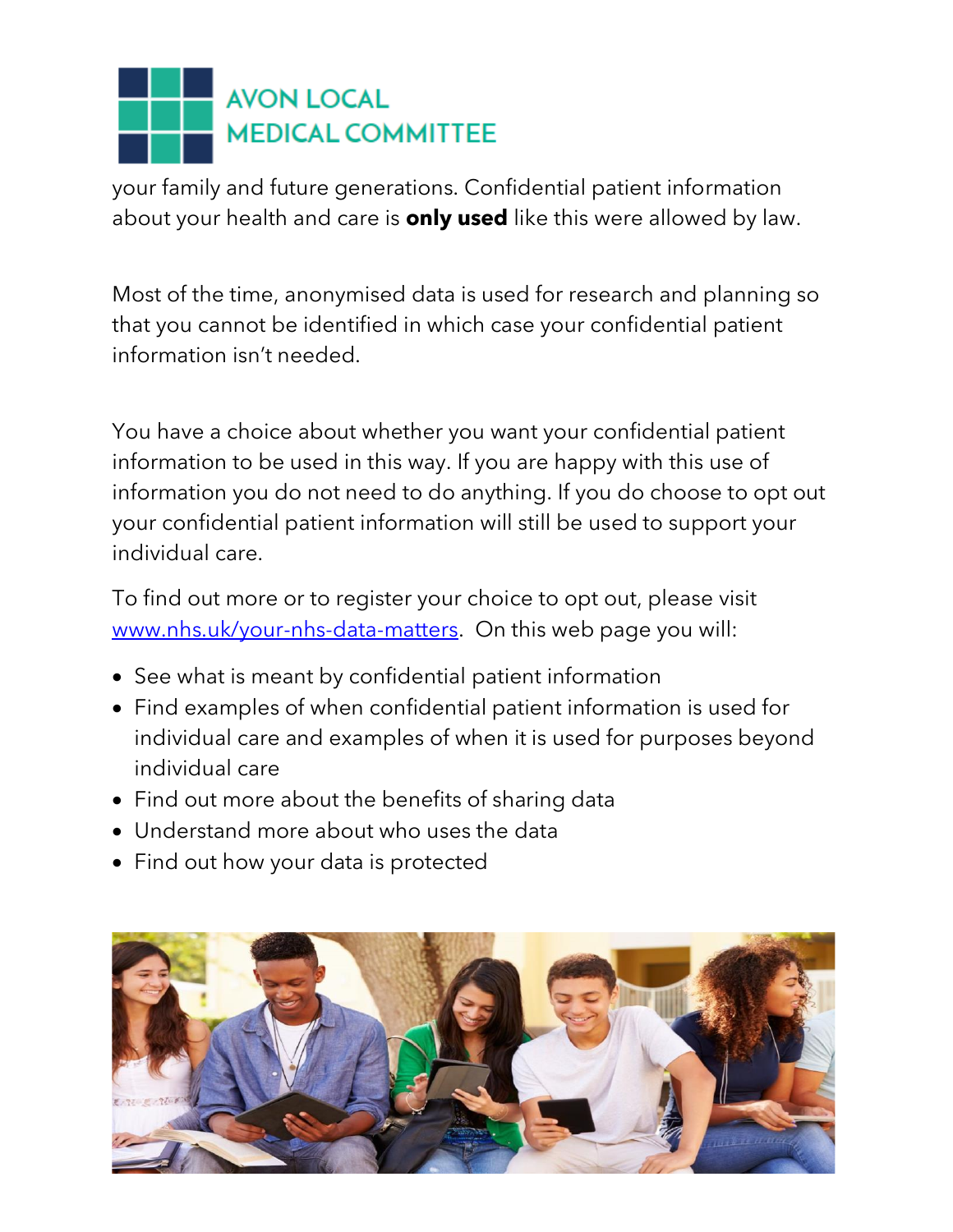your family and future generations. Confidential patient information about your health and care is **only used** like this were allowed by law.

Most of the time, anonymised data is used for research and planning so that you cannot be identified in which case your confidential patient information isn't needed.

You have a choice about whether you want your confidential patient information to be used in this way. If you are happy with this use of information you do not need to do anything. If you do choose to opt out your confidential patient information will still be used to support your individual care.

To find out more or to register your choice to opt out, please visit [www.nhs.uk/your-nhs-data-matters](www.nhs.uk/your-nhs-data-matters). On this web page you will:

- See what is meant by confidential patient information
- Find examples of when confidential patient information is used for individual care and examples of when it is used for purposes beyond individual care
- Find out more about the benefits of sharing data
- Understand more about who uses the data
- Find out how your data is protected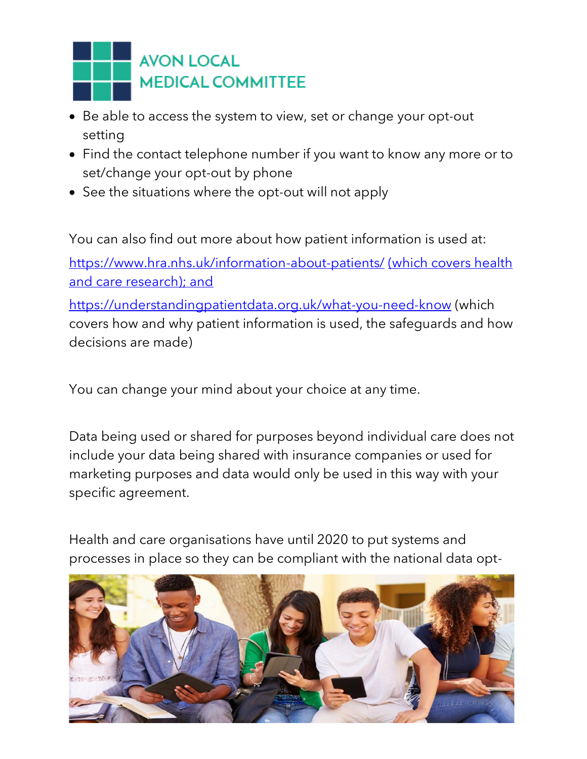- Be able to access the system to view, set or change your opt-out setting
- Find the contact telephone number if you want to know any more or to set/change your opt-out by phone
- See the situations where the opt-out will not apply

You can also find out more about how patient information is used at:

https://www.hra.nhs.uk/information-about-patients/ (which covers health and care research); and

https://understandingpatientdata.org.uk/what-you-need-know (which covers how and why patient information is used, the safeguards and how decisions are made)

You can change your mind about your choice at any time.

Data being used or shared for purposes beyond individual care does not include your data being shared with insurance companies or used for marketing purposes and data would only be used in this way with your specific agreement.

Health and care organisations have until 2020 to put systems and processes in place so they can be compliant with the national data opt-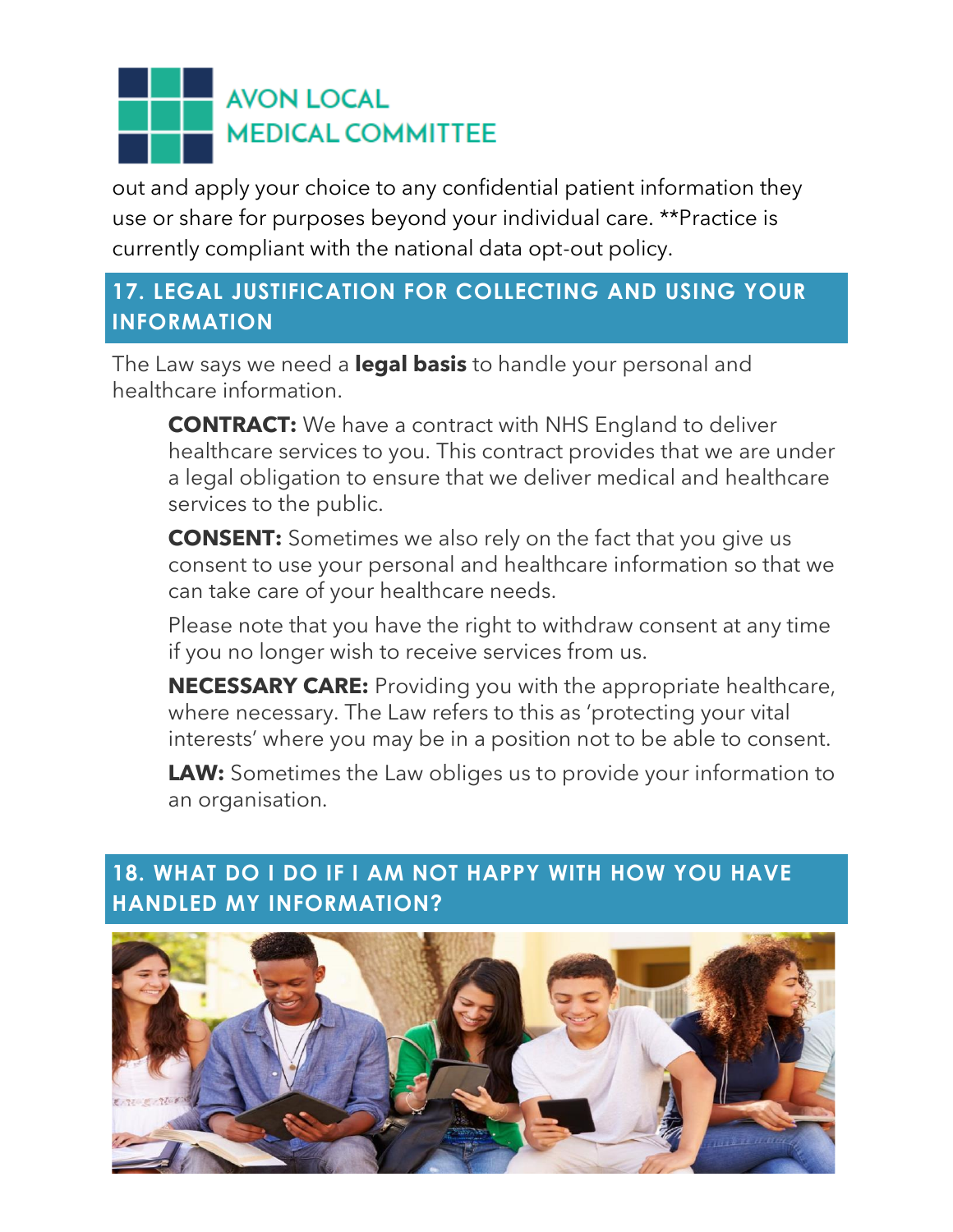out and apply your choice to any confidential patient information they use or share for purposes beyond your individual care. **Practice is currently compliant with the national data opt-out policy.

## 17. LEGAL JUSTIFICATION FOR COLLECTING AND USING YOUR INFORMATION

The Law says we need a **legal basis** to handle your personal and healthcare information.

**CONTRACT:** We have a contract with NHS England to deliver healthcare services to you. This contract provides that we are under a legal obligation to ensure that we deliver medical and healthcare services to the public.

**CONSENT:** Sometimes we also rely on the fact that you give us consent to use your personal and healthcare information so that we can take care of your healthcare needs.

Please note that you have the right to withdraw consent at any time if you no longer wish to receive services from us.

**NECESSARY CARE:** Providing you with the appropriate healthcare, where necessary. The Law refers to this as 'protecting your vital interests' where you may be in a position not to be able to consent.

**LAW:** Sometimes the Law obliges us to provide your information to an organisation.

## 18. WHAT DO I DO IF I AM NOT HAPPY WITH HOW YOU HAVE HANDLED MY INFORMATION?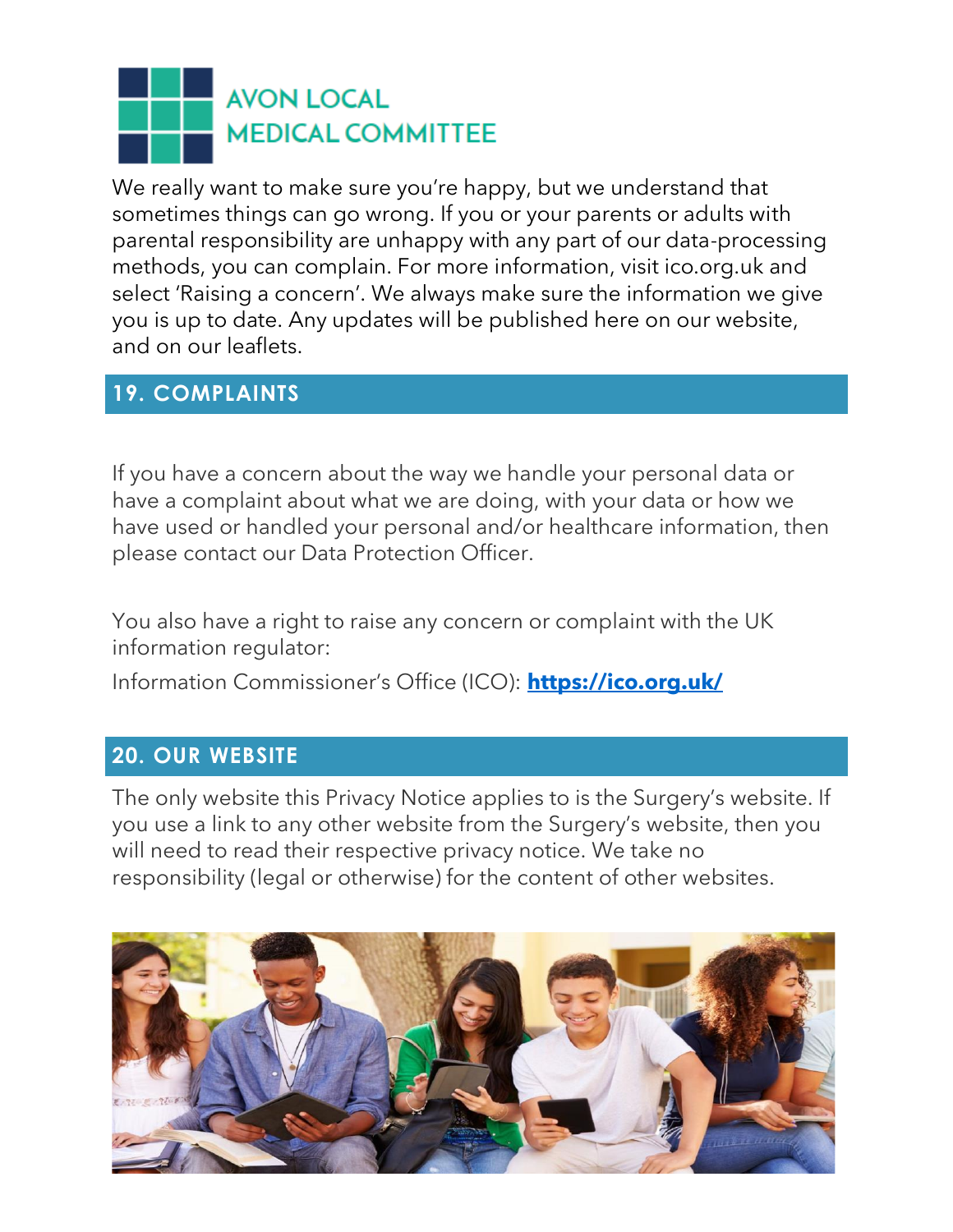We really want to make sure you're happy, but we understand that sometimes things can go wrong. If you or your parents or adults with parental responsibility are unhappy with any part of our data-processing methods, you can complain. For more information, visit ico.org.uk and select 'Raising a concern'. We always make sure the information we give you is up to date. Any updates will be published here on our website, and on our leaflets.

## 19. COMPLAINTS

If you have a concern about the way we handle your personal data or have a complaint about what we are doing, with your data or how we have used or handled your personal and/or healthcare information, then please contact our Data Protection Officer.

You also have a right to raise any concern or complaint with the UK information regulator:

Information Commissioner's Office (ICO): **https://ico.org.uk/**

## 20. OUR WEBSITE

The only website this Privacy Notice applies to is the Surgery's website. If you use a link to any other website from the Surgery's website, then you will need to read their respective privacy notice. We take no responsibility (legal or otherwise) for the content of other websites.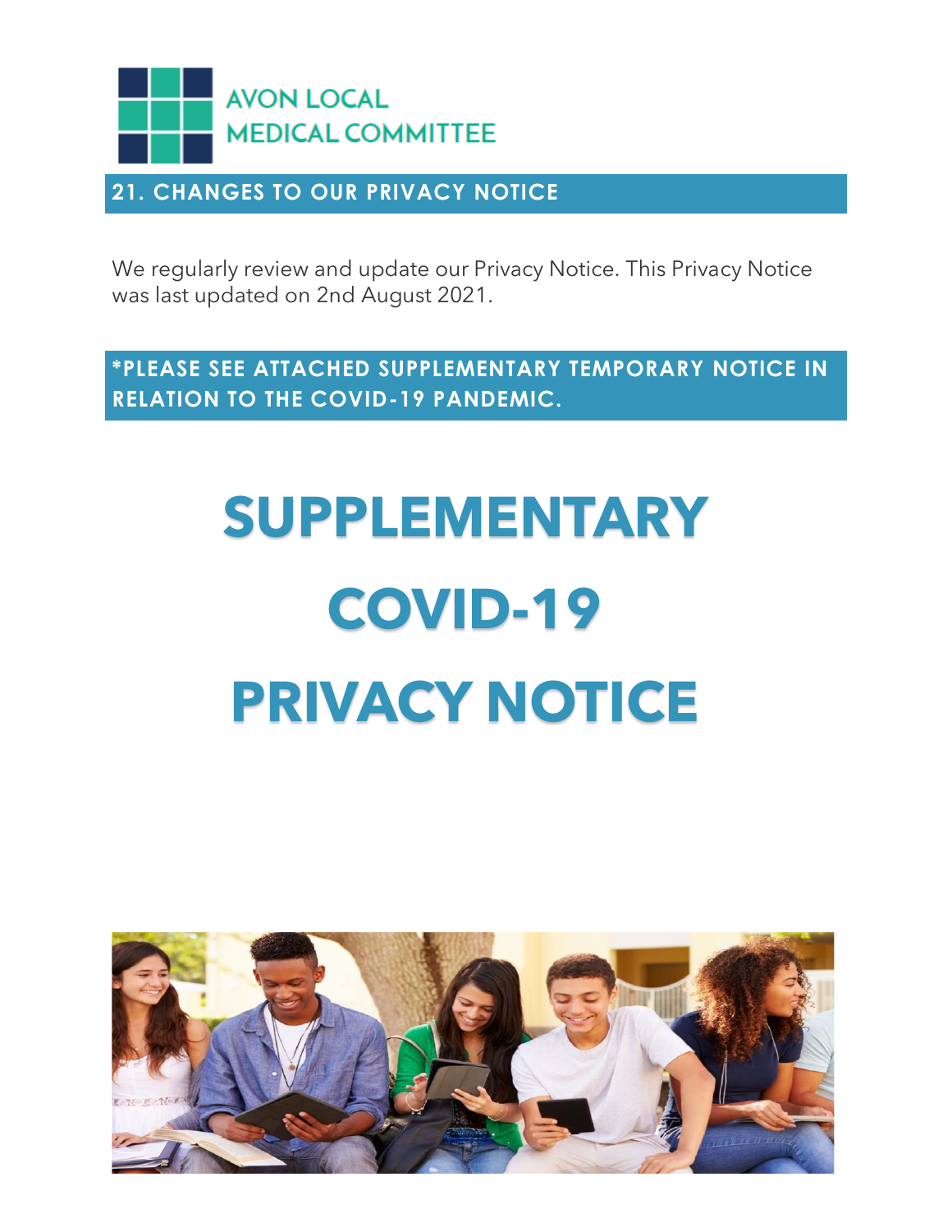## 21. CHANGES TO OUR PRIVACY NOTICE

We regularly review and update our Privacy Notice. This Privacy Notice was last updated on 2nd August 2021.

**\*PLEASE SEE ATTACHED SUPPLEMENTARY TEMPORARY NOTICE IN RELATION TO THE COVID-19 PANDEMIC.**

# SUPPLEMENTARY COVID-19 PRIVACY NOTICE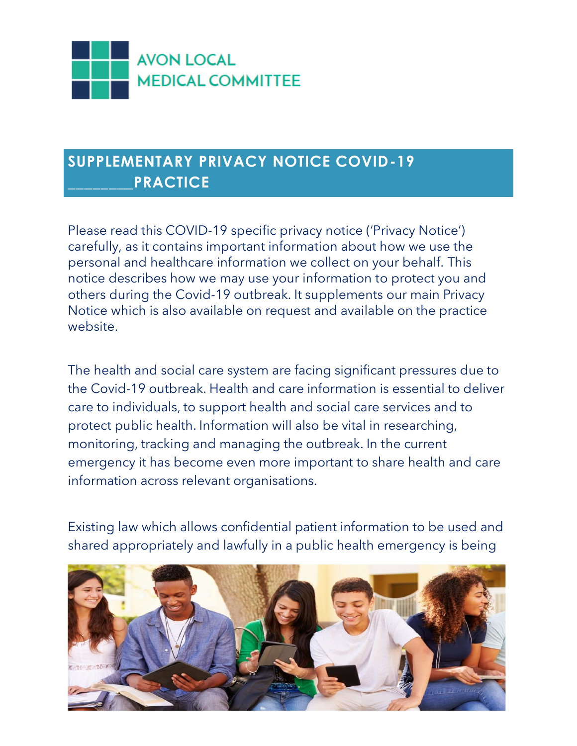AVON LOCAL MEDICAL COMMITTEE

## SUPPLEMENTARY PRIVACY NOTICE COVID-19 ________PRACTICE

Please read this COVID-19 specific privacy notice ('Privacy Notice') carefully, as it contains important information about how we use the personal and healthcare information we collect on your behalf. This notice describes how we may use your information to protect you and others during the Covid-19 outbreak. It supplements our main Privacy Notice which is also available on request and available on the practice website.

The health and social care system are facing significant pressures due to the Covid-19 outbreak. Health and care information is essential to deliver care to individuals, to support health and social care services and to protect public health. Information will also be vital in researching, monitoring, tracking and managing the outbreak. In the current emergency it has become even more important to share health and care information across relevant organisations.

Existing law which allows confidential patient information to be used and shared appropriately and lawfully in a public health emergency is being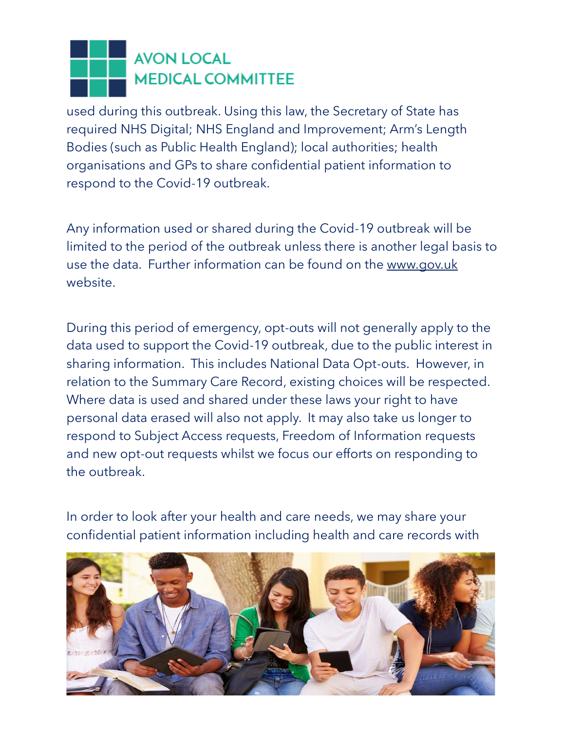used during this outbreak. Using this law, the Secretary of State has required NHS Digital; NHS England and Improvement; Arm's Length Bodies (such as Public Health England); local authorities; health organisations and GPs to share confidential patient information to respond to the Covid-19 outbreak.

Any information used or shared during the Covid-19 outbreak will be limited to the period of the outbreak unless there is another legal basis to use the data. Further information can be found on the www.gov.uk website.

During this period of emergency, opt-outs will not generally apply to the data used to support the Covid-19 outbreak, due to the public interest in sharing information. This includes National Data Opt-outs. However, in relation to the Summary Care Record, existing choices will be respected. Where data is used and shared under these laws your right to have personal data erased will also not apply. It may also take us longer to respond to Subject Access requests, Freedom of Information requests and new opt-out requests whilst we focus our efforts on responding to the outbreak.

In order to look after your health and care needs, we may share your confidential patient information including health and care records with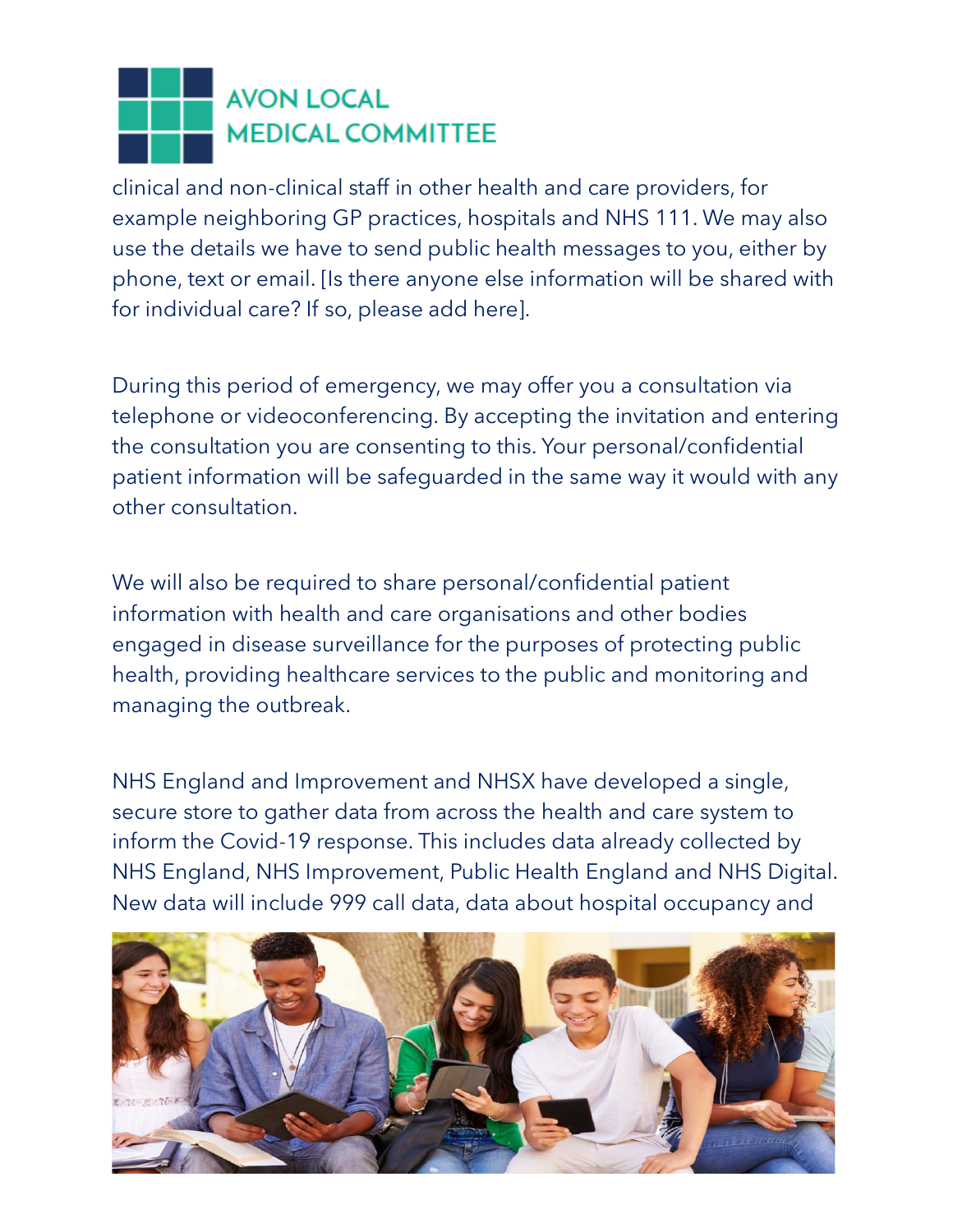clinical and non-clinical staff in other health and care providers, for example neighboring GP practices, hospitals and NHS 111. We may also use the details we have to send public health messages to you, either by phone, text or email. [Is there anyone else information will be shared with for individual care? If so, please add here].

During this period of emergency, we may offer you a consultation via telephone or videoconferencing. By accepting the invitation and entering the consultation you are consenting to this. Your personal/confidential patient information will be safeguarded in the same way it would with any other consultation.

We will also be required to share personal/confidential patient information with health and care organisations and other bodies engaged in disease surveillance for the purposes of protecting public health, providing healthcare services to the public and monitoring and managing the outbreak.

NHS England and Improvement and NHSX have developed a single, secure store to gather data from across the health and care system to inform the Covid-19 response. This includes data already collected by NHS England, NHS Improvement, Public Health England and NHS Digital. New data will include 999 call data, data about hospital occupancy and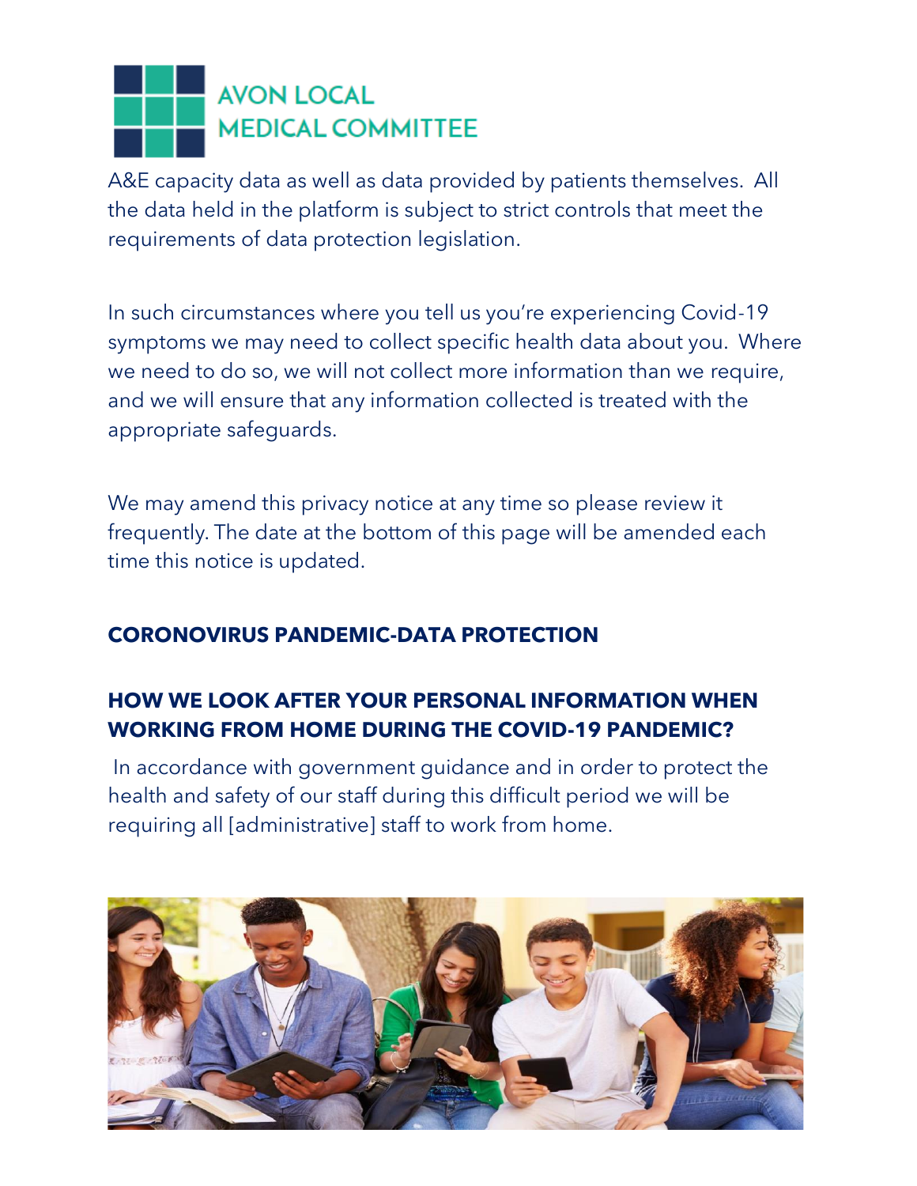A&E capacity data as well as data provided by patients themselves. All the data held in the platform is subject to strict controls that meet the requirements of data protection legislation.

In such circumstances where you tell us you're experiencing Covid-19 symptoms we may need to collect specific health data about you. Where we need to do so, we will not collect more information than we require, and we will ensure that any information collected is treated with the appropriate safeguards.

We may amend this privacy notice at any time so please review it frequently. The date at the bottom of this page will be amended each time this notice is updated.

## CORONOVIRUS PANDEMIC-DATA PROTECTION

## HOW WE LOOK AFTER YOUR PERSONAL INFORMATION WHEN WORKING FROM HOME DURING THE COVID-19 PANDEMIC?

In accordance with government guidance and in order to protect the health and safety of our staff during this difficult period we will be requiring all [administrative] staff to work from home.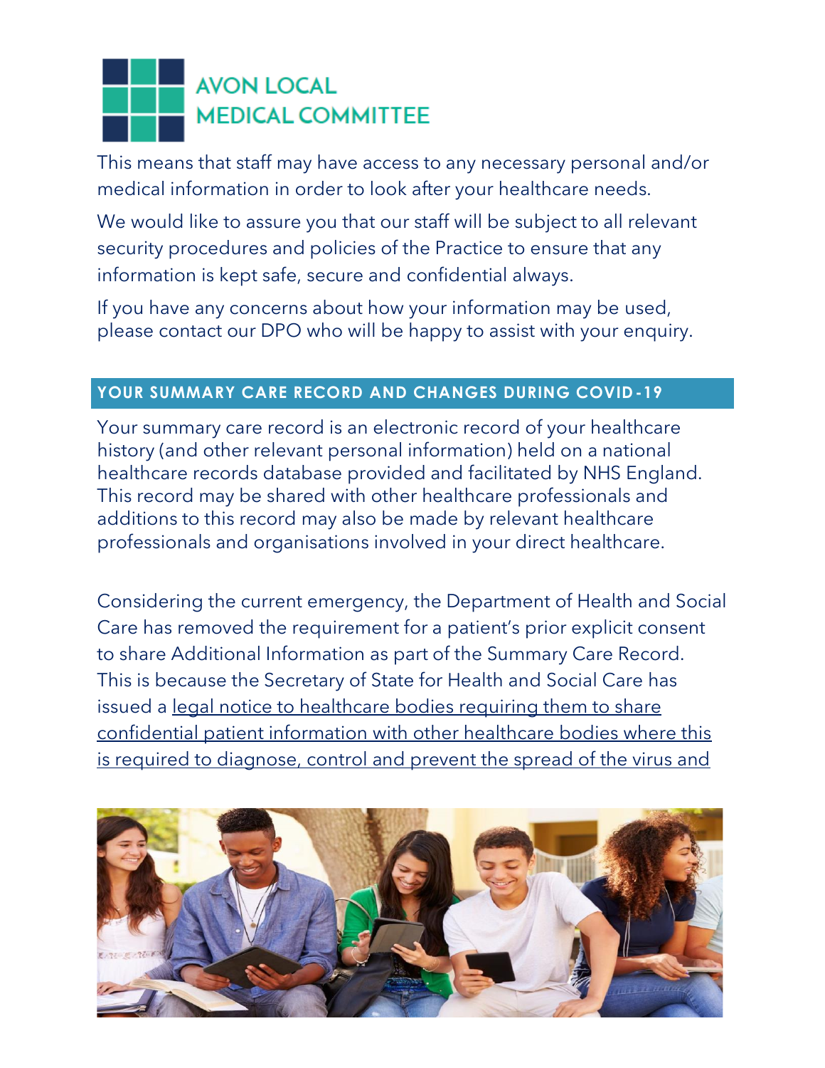This means that staff may have access to any necessary personal and/or medical information in order to look after your healthcare needs.

We would like to assure you that our staff will be subject to all relevant security procedures and policies of the Practice to ensure that any information is kept safe, secure and confidential always.

If you have any concerns about how your information may be used, please contact our DPO who will be happy to assist with your enquiry.

## YOUR SUMMARY CARE RECORD AND CHANGES DURING COVID-19

Your summary care record is an electronic record of your healthcare history (and other relevant personal information) held on a national healthcare records database provided and facilitated by NHS England. This record may be shared with other healthcare professionals and additions to this record may also be made by relevant healthcare professionals and organisations involved in your direct healthcare.

Considering the current emergency, the Department of Health and Social Care has removed the requirement for a patient's prior explicit consent to share Additional Information as part of the Summary Care Record. This is because the Secretary of State for Health and Social Care has issued a legal notice to healthcare bodies requiring them to share confidential patient information with other healthcare bodies where this is required to diagnose, control and prevent the spread of the virus and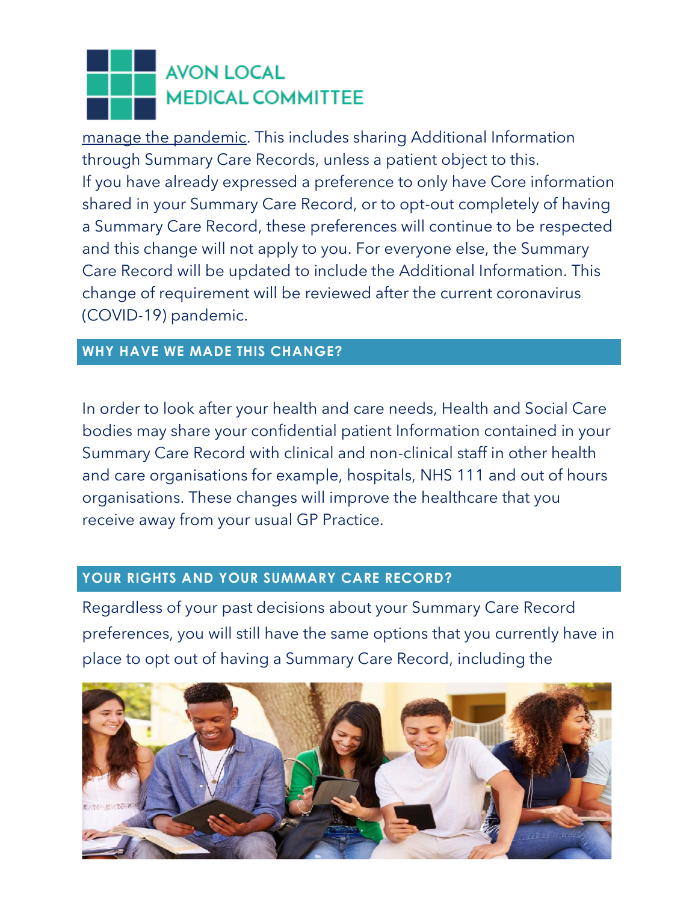manage the pandemic. This includes sharing Additional Information through Summary Care Records, unless a patient object to this. If you have already expressed a preference to only have Core information shared in your Summary Care Record, or to opt-out completely of having a Summary Care Record, these preferences will continue to be respected and this change will not apply to you. For everyone else, the Summary Care Record will be updated to include the Additional Information. This change of requirement will be reviewed after the current coronavirus (COVID-19) pandemic.

## WHY HAVE WE MADE THIS CHANGE?

In order to look after your health and care needs, Health and Social Care bodies may share your confidential patient Information contained in your Summary Care Record with clinical and non-clinical staff in other health and care organisations for example, hospitals, NHS 111 and out of hours organisations. These changes will improve the healthcare that you receive away from your usual GP Practice.

## YOUR RIGHTS AND YOUR SUMMARY CARE RECORD?

Regardless of your past decisions about your Summary Care Record preferences, you will still have the same options that you currently have in place to opt out of having a Summary Care Record, including the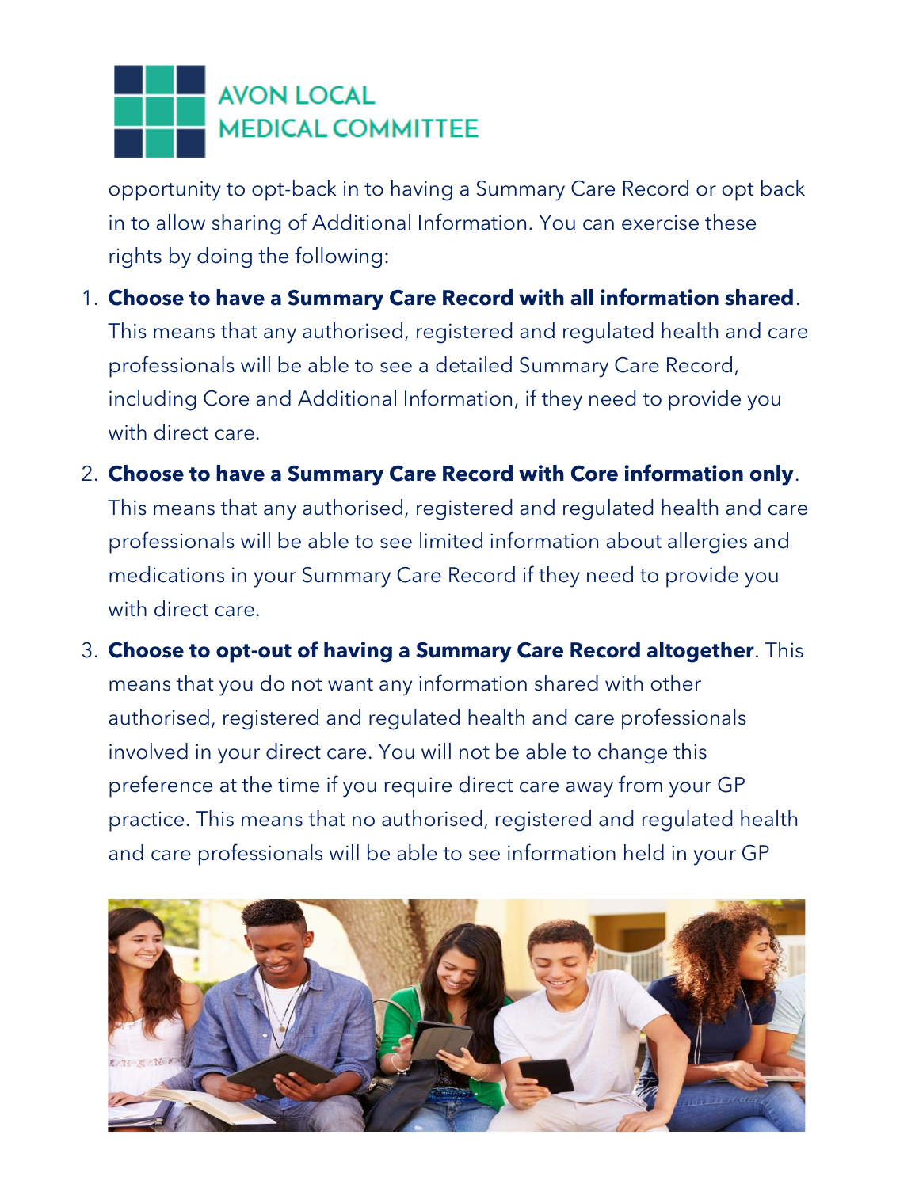opportunity to opt-back in to having a Summary Care Record or opt back in to allow sharing of Additional Information. You can exercise these rights by doing the following:

1. **Choose to have a Summary Care Record with all information shared**. This means that any authorised, registered and regulated health and care professionals will be able to see a detailed Summary Care Record, including Core and Additional Information, if they need to provide you with direct care.
2. **Choose to have a Summary Care Record with Core information only**. This means that any authorised, registered and regulated health and care professionals will be able to see limited information about allergies and medications in your Summary Care Record if they need to provide you with direct care.
3. **Choose to opt-out of having a Summary Care Record altogether**. This means that you do not want any information shared with other authorised, registered and regulated health and care professionals involved in your direct care. You will not be able to change this preference at the time if you require direct care away from your GP practice. This means that no authorised, registered and regulated health and care professionals will be able to see information held in your GP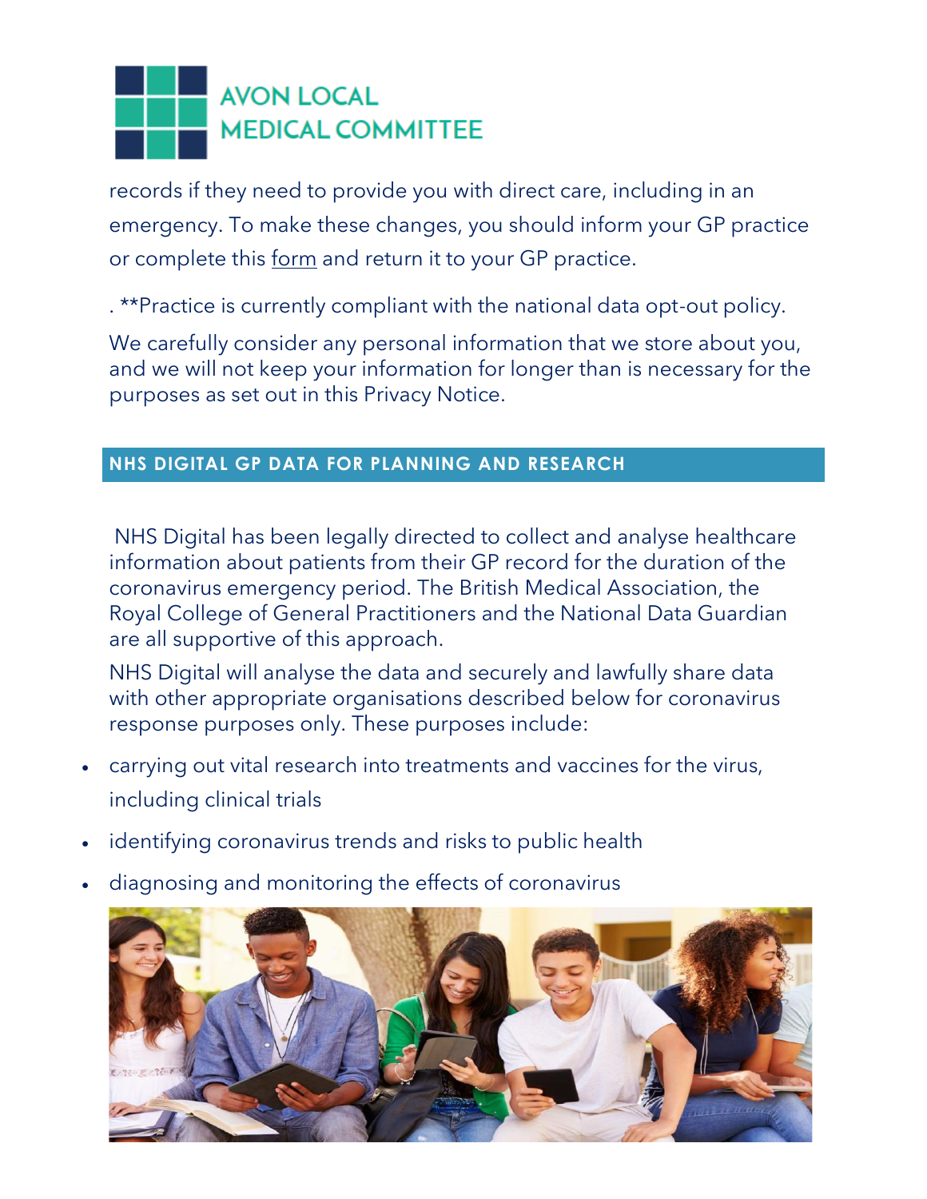records if they need to provide you with direct care, including in an emergency. To make these changes, you should inform your GP practice or complete this form and return it to your GP practice.

. **Practice is currently compliant with the national data opt-out policy.

We carefully consider any personal information that we store about you, and we will not keep your information for longer than is necessary for the purposes as set out in this Privacy Notice.

## NHS DIGITAL GP DATA FOR PLANNING AND RESEARCH

NHS Digital has been legally directed to collect and analyse healthcare information about patients from their GP record for the duration of the coronavirus emergency period. The British Medical Association, the Royal College of General Practitioners and the National Data Guardian are all supportive of this approach.

NHS Digital will analyse the data and securely and lawfully share data with other appropriate organisations described below for coronavirus response purposes only. These purposes include:

- carrying out vital research into treatments and vaccines for the virus, including clinical trials
- identifying coronavirus trends and risks to public health
- diagnosing and monitoring the effects of coronavirus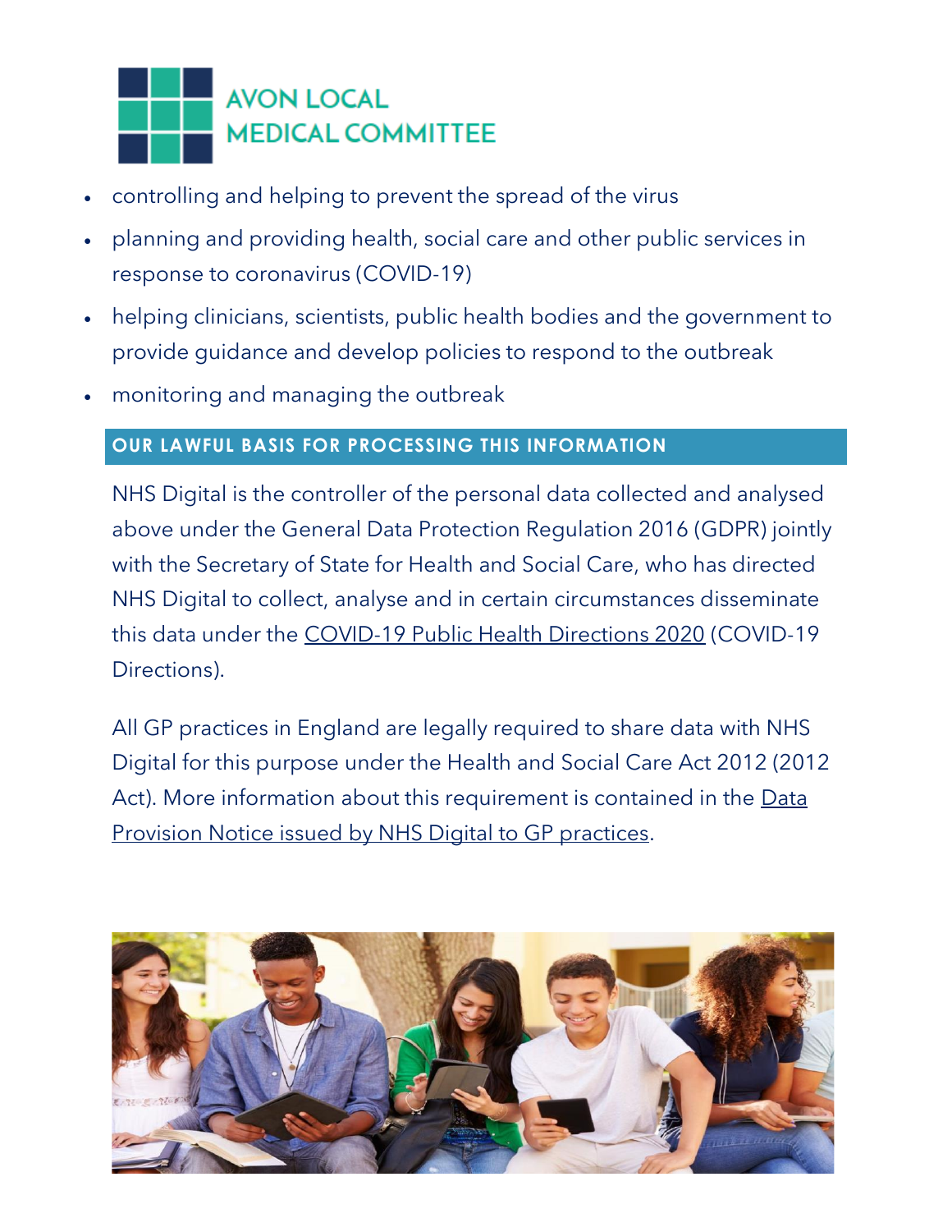- controlling and helping to prevent the spread of the virus
- planning and providing health, social care and other public services in response to coronavirus (COVID-19)
- helping clinicians, scientists, public health bodies and the government to provide guidance and develop policies to respond to the outbreak
- monitoring and managing the outbreak

## OUR LAWFUL BASIS FOR PROCESSING THIS INFORMATION

NHS Digital is the controller of the personal data collected and analysed above under the General Data Protection Regulation 2016 (GDPR) jointly with the Secretary of State for Health and Social Care, who has directed NHS Digital to collect, analyse and in certain circumstances disseminate this data under the COVID-19 Public Health Directions 2020 (COVID-19 Directions).

All GP practices in England are legally required to share data with NHS Digital for this purpose under the Health and Social Care Act 2012 (2012 Act). More information about this requirement is contained in the Data Provision Notice issued by NHS Digital to GP practices.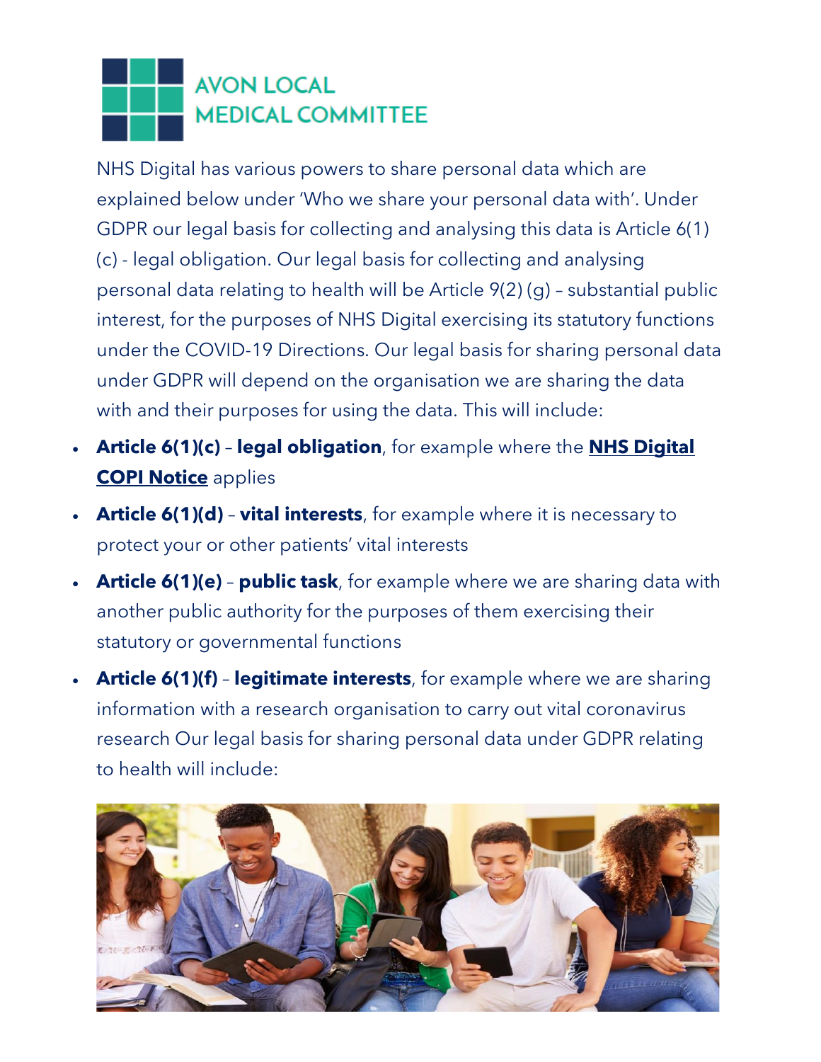# AVON LOCAL MEDICAL COMMITTEE

NHS Digital has various powers to share personal data which are explained below under 'Who we share your personal data with'. Under GDPR our legal basis for collecting and analysing this data is Article 6(1)(c) - legal obligation. Our legal basis for collecting and analysing personal data relating to health will be Article 9(2) (g) – substantial public interest, for the purposes of NHS Digital exercising its statutory functions under the COVID-19 Directions. Our legal basis for sharing personal data under GDPR will depend on the organisation we are sharing the data with and their purposes for using the data. This will include:

- **Article 6(1)(c)** – **legal obligation**, for example where the **NHS Digital COPI Notice** applies
- **Article 6(1)(d)** – **vital interests**, for example where it is necessary to protect your or other patients' vital interests
- **Article 6(1)(e)** – **public task**, for example where we are sharing data with another public authority for the purposes of them exercising their statutory or governmental functions
- **Article 6(1)(f)** – **legitimate interests**, for example where we are sharing information with a research organisation to carry out vital coronavirus research Our legal basis for sharing personal data under GDPR relating to health will include: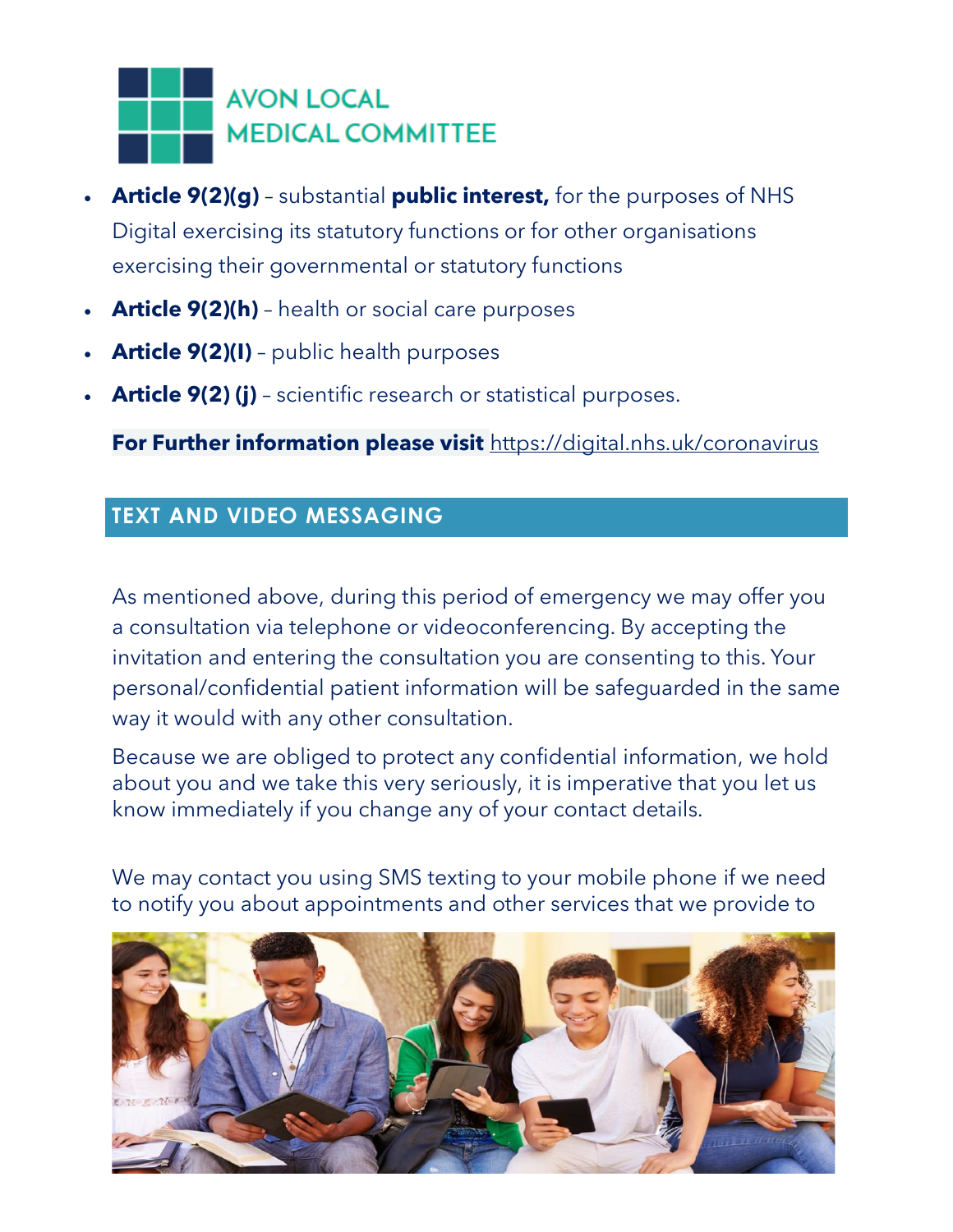- **Article 9(2)(g)** – substantial **public interest,** for the purposes of NHS Digital exercising its statutory functions or for other organisations exercising their governmental or statutory functions
- **Article 9(2)(h)** – health or social care purposes
- **Article 9(2)(I)** – public health purposes
- **Article 9(2) (j)** – scientific research or statistical purposes.

**For Further information please visit** https://digital.nhs.uk/coronavirus

## TEXT AND VIDEO MESSAGING

As mentioned above, during this period of emergency we may offer you a consultation via telephone or videoconferencing. By accepting the invitation and entering the consultation you are consenting to this. Your personal/confidential patient information will be safeguarded in the same way it would with any other consultation.

Because we are obliged to protect any confidential information, we hold about you and we take this very seriously, it is imperative that you let us know immediately if you change any of your contact details.

We may contact you using SMS texting to your mobile phone if we need to notify you about appointments and other services that we provide to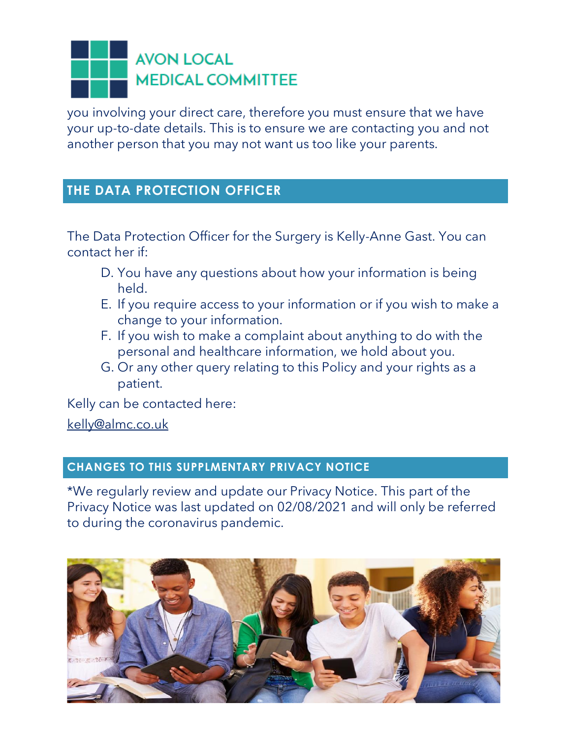you involving your direct care, therefore you must ensure that we have your up-to-date details. This is to ensure we are contacting you and not another person that you may not want us too like your parents.

## THE DATA PROTECTION OFFICER

The Data Protection Officer for the Surgery is Kelly-Anne Gast. You can contact her if:

D. You have any questions about how your information is being held.
E. If you require access to your information or if you wish to make a change to your information.
F. If you wish to make a complaint about anything to do with the personal and healthcare information, we hold about you.
G. Or any other query relating to this Policy and your rights as a patient.

Kelly can be contacted here:

kelly@almc.co.uk

## CHANGES TO THIS SUPPLMENTARY PRIVACY NOTICE

*We regularly review and update our Privacy Notice. This part of the Privacy Notice was last updated on 02/08/2021 and will only be referred to during the coronavirus pandemic.